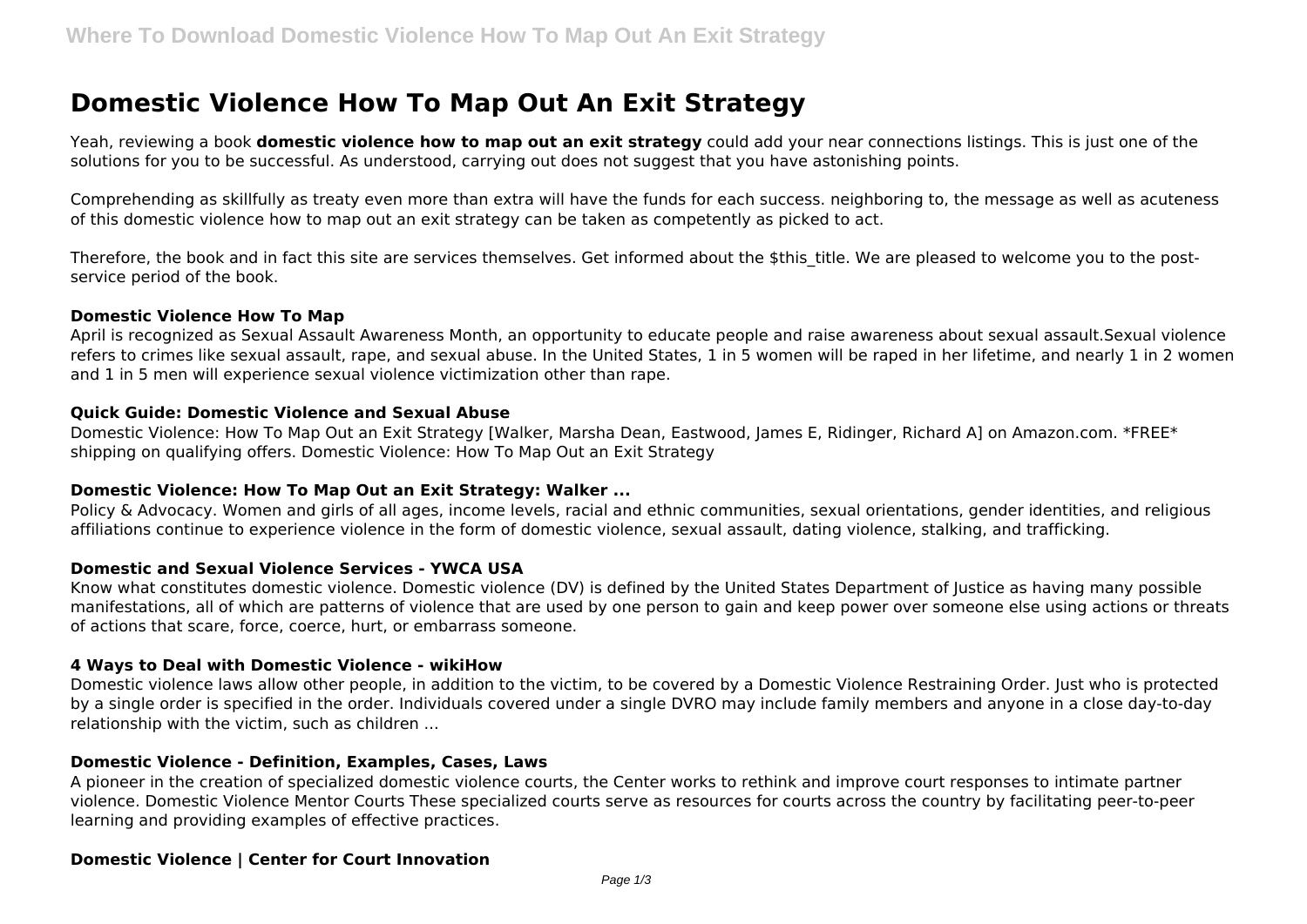# Domestic Violence How To Map Out An Exit Strategy

Yeah, reviewing a book **domestic violence how to map out an exit strategy** could add your near connections listings. This is just one of the solutions for you to be successful. As understood, carrying out does not suggest that you have astonishing points.

Comprehending as skillfully as treaty even more than extra will have the funds for each success. neighboring to, the message as well as acuteness of this domestic violence how to map out an exit strategy can be taken as competently as picked to act.

Therefore, the book and in fact this site are services themselves. Get informed about the $this_title. We are pleased to welcome you to the post-service period of the book.

### Domestic Violence How To Map

April is recognized as Sexual Assault Awareness Month, an opportunity to educate people and raise awareness about sexual assault.Sexual violence refers to crimes like sexual assault, rape, and sexual abuse. In the United States, 1 in 5 women will be raped in her lifetime, and nearly 1 in 2 women and 1 in 5 men will experience sexual violence victimization other than rape.

### Quick Guide: Domestic Violence and Sexual Abuse

Domestic Violence: How To Map Out an Exit Strategy [Walker, Marsha Dean, Eastwood, James E, Ridinger, Richard A] on Amazon.com. *FREE* shipping on qualifying offers. Domestic Violence: How To Map Out an Exit Strategy

### Domestic Violence: How To Map Out an Exit Strategy: Walker ...

Policy & Advocacy. Women and girls of all ages, income levels, racial and ethnic communities, sexual orientations, gender identities, and religious affiliations continue to experience violence in the form of domestic violence, sexual assault, dating violence, stalking, and trafficking.

### Domestic and Sexual Violence Services - YWCA USA

Know what constitutes domestic violence. Domestic violence (DV) is defined by the United States Department of Justice as having many possible manifestations, all of which are patterns of violence that are used by one person to gain and keep power over someone else using actions or threats of actions that scare, force, coerce, hurt, or embarrass someone.

### 4 Ways to Deal with Domestic Violence - wikiHow

Domestic violence laws allow other people, in addition to the victim, to be covered by a Domestic Violence Restraining Order. Just who is protected by a single order is specified in the order. Individuals covered under a single DVRO may include family members and anyone in a close day-to-day relationship with the victim, such as children ...

### Domestic Violence - Definition, Examples, Cases, Laws

A pioneer in the creation of specialized domestic violence courts, the Center works to rethink and improve court responses to intimate partner violence. Domestic Violence Mentor Courts These specialized courts serve as resources for courts across the country by facilitating peer-to-peer learning and providing examples of effective practices.

### Domestic Violence | Center for Court Innovation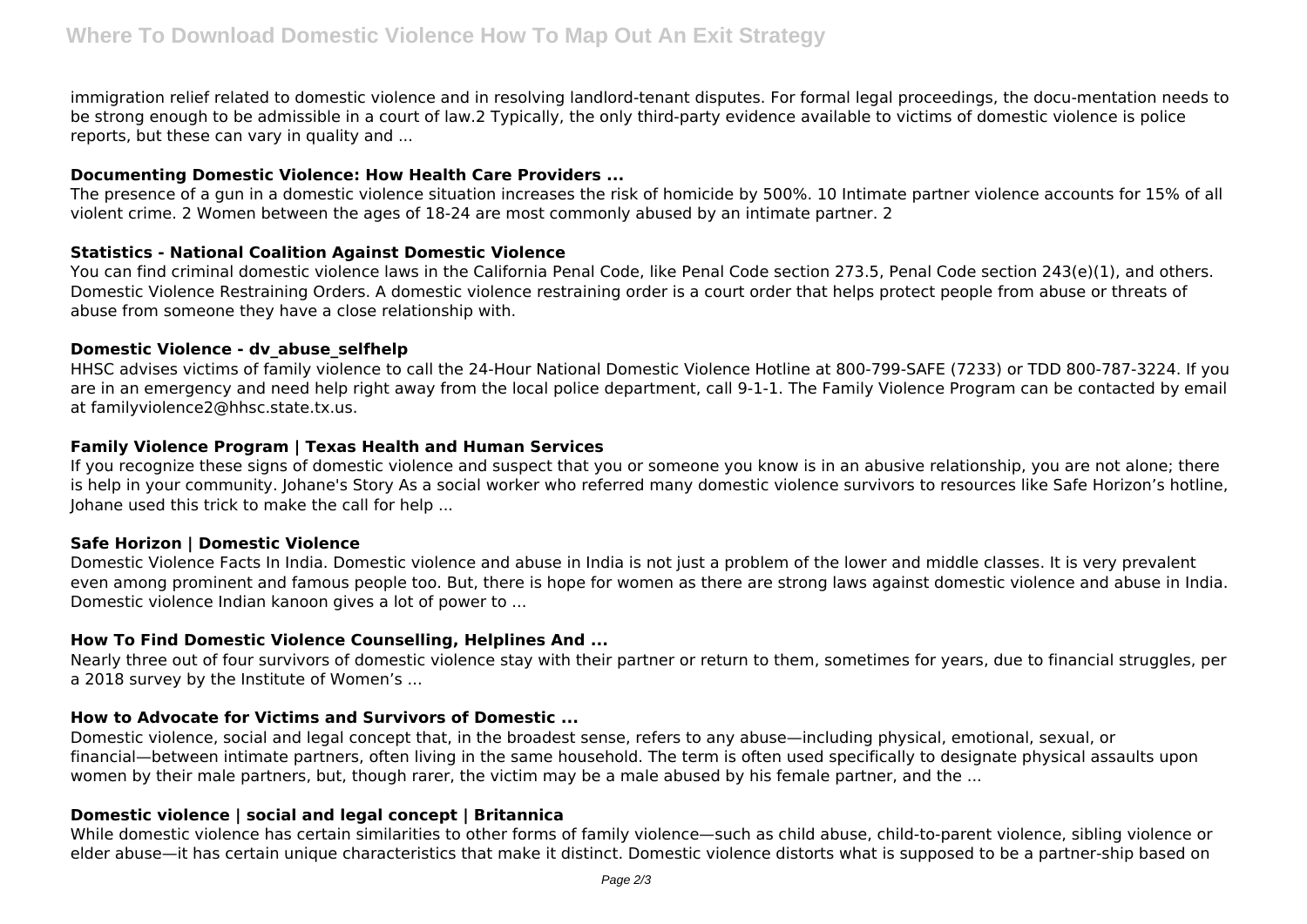immigration relief related to domestic violence and in resolving landlord-tenant disputes. For formal legal proceedings, the docu-mentation needs to be strong enough to be admissible in a court of law.2 Typically, the only third-party evidence available to victims of domestic violence is police reports, but these can vary in quality and ...

### Documenting Domestic Violence: How Health Care Providers ...

The presence of a gun in a domestic violence situation increases the risk of homicide by 500%. 10 Intimate partner violence accounts for 15% of all violent crime. 2 Women between the ages of 18-24 are most commonly abused by an intimate partner. 2

### Statistics - National Coalition Against Domestic Violence

You can find criminal domestic violence laws in the California Penal Code, like Penal Code section 273.5, Penal Code section 243(e)(1), and others. Domestic Violence Restraining Orders. A domestic violence restraining order is a court order that helps protect people from abuse or threats of abuse from someone they have a close relationship with.

### Domestic Violence - dv_abuse_selfhelp

HHSC advises victims of family violence to call the 24-Hour National Domestic Violence Hotline at 800-799-SAFE (7233) or TDD 800-787-3224. If you are in an emergency and need help right away from the local police department, call 9-1-1. The Family Violence Program can be contacted by email at familyviolence2@hhsc.state.tx.us.

### Family Violence Program | Texas Health and Human Services

If you recognize these signs of domestic violence and suspect that you or someone you know is in an abusive relationship, you are not alone; there is help in your community. Johane's Story As a social worker who referred many domestic violence survivors to resources like Safe Horizon's hotline, Johane used this trick to make the call for help ...

### Safe Horizon | Domestic Violence

Domestic Violence Facts In India. Domestic violence and abuse in India is not just a problem of the lower and middle classes. It is very prevalent even among prominent and famous people too. But, there is hope for women as there are strong laws against domestic violence and abuse in India. Domestic violence Indian kanoon gives a lot of power to ...

### How To Find Domestic Violence Counselling, Helplines And ...

Nearly three out of four survivors of domestic violence stay with their partner or return to them, sometimes for years, due to financial struggles, per a 2018 survey by the Institute of Women's ...

### How to Advocate for Victims and Survivors of Domestic ...

Domestic violence, social and legal concept that, in the broadest sense, refers to any abuse—including physical, emotional, sexual, or financial—between intimate partners, often living in the same household. The term is often used specifically to designate physical assaults upon women by their male partners, but, though rarer, the victim may be a male abused by his female partner, and the ...

### Domestic violence | social and legal concept | Britannica

While domestic violence has certain similarities to other forms of family violence—such as child abuse, child-to-parent violence, sibling violence or elder abuse—it has certain unique characteristics that make it distinct. Domestic violence distorts what is supposed to be a partner-ship based on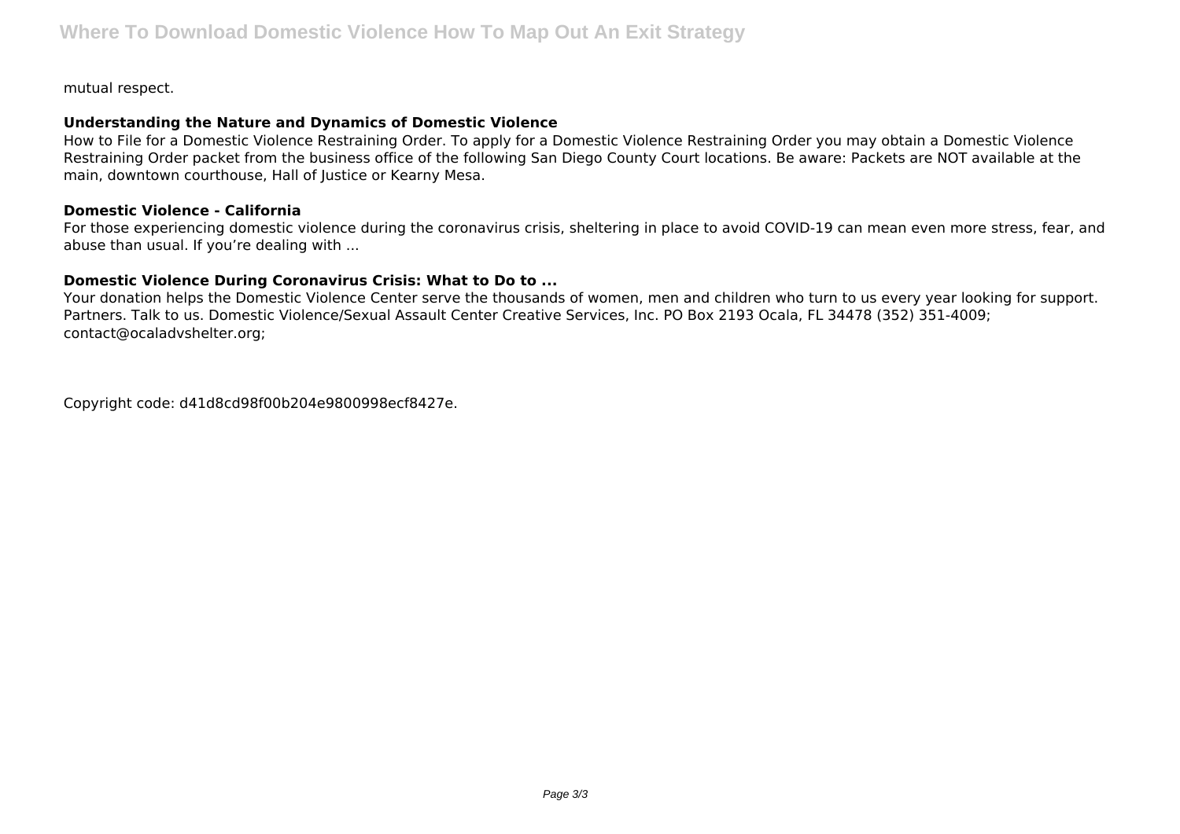mutual respect.

**Understanding the Nature and Dynamics of Domestic Violence**

How to File for a Domestic Violence Restraining Order. To apply for a Domestic Violence Restraining Order you may obtain a Domestic Violence Restraining Order packet from the business office of the following San Diego County Court locations. Be aware: Packets are NOT available at the main, downtown courthouse, Hall of Justice or Kearny Mesa.

**Domestic Violence - California**

For those experiencing domestic violence during the coronavirus crisis, sheltering in place to avoid COVID-19 can mean even more stress, fear, and abuse than usual. If you're dealing with ...

**Domestic Violence During Coronavirus Crisis: What to Do to ...**

Your donation helps the Domestic Violence Center serve the thousands of women, men and children who turn to us every year looking for support. Partners. Talk to us. Domestic Violence/Sexual Assault Center Creative Services, Inc. PO Box 2193 Ocala, FL 34478 (352) 351-4009; contact@ocaladvshelter.org;

Copyright code: d41d8cd98f00b204e9800998ecf8427e.